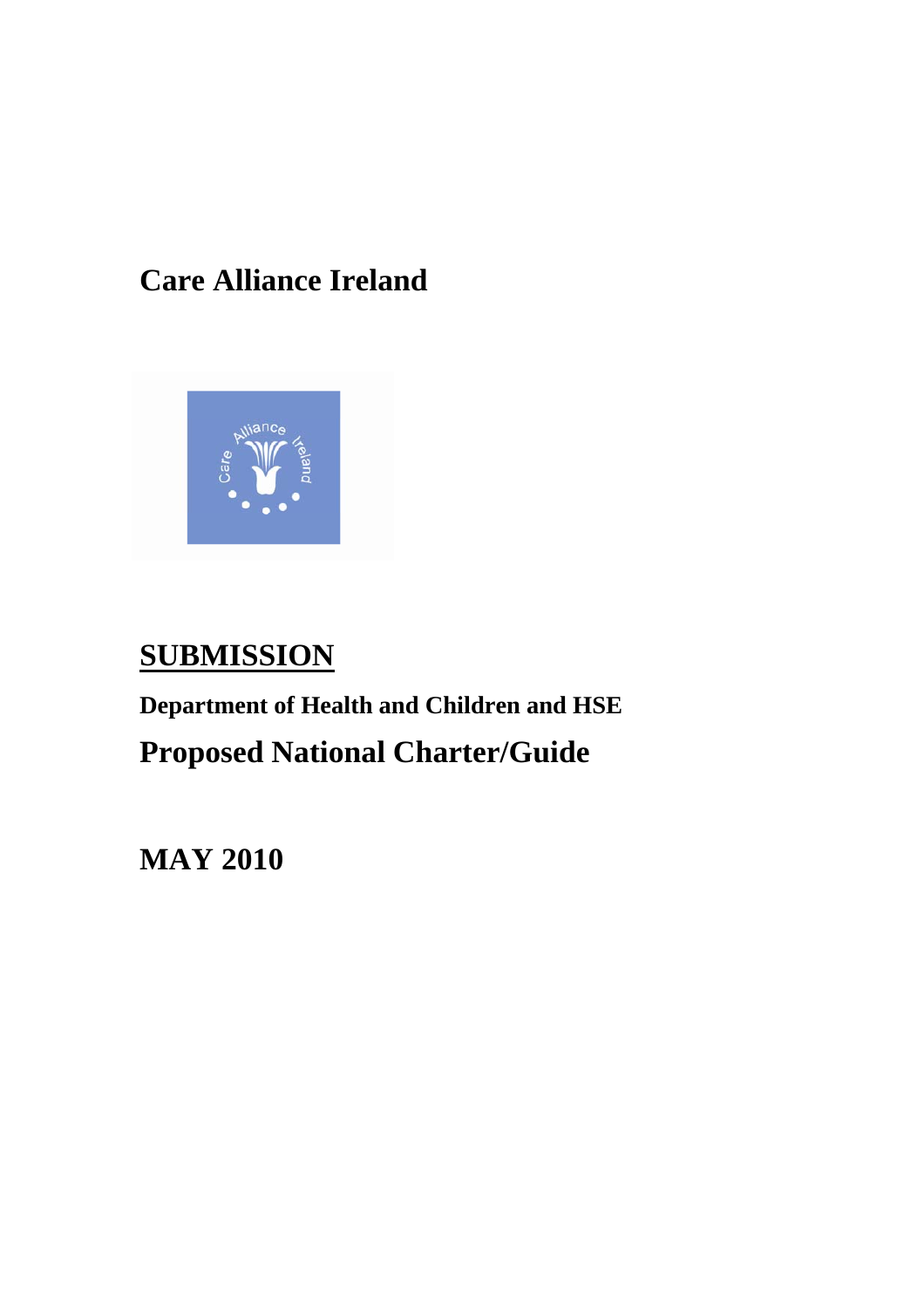# Care Alliance Ireland

## SUBMISSION

### Department of Health and Children and HSE

## Proposed National Charter/Guide

## MAY 2010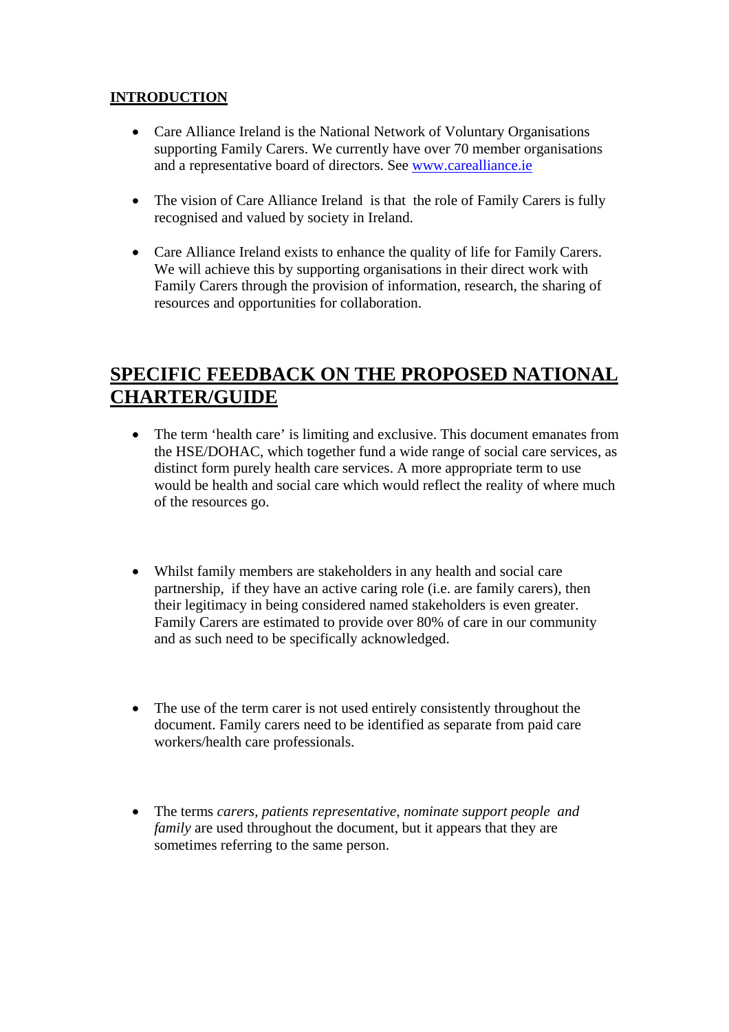**INTRODUCTION**

- Care Alliance Ireland is the National Network of Voluntary Organisations supporting Family Carers. We currently have over 70 member organisations and a representative board of directors. See [www.carealliance.ie](http://www.carealliance.ie)

- The vision of Care Alliance Ireland is that the role of Family Carers is fully recognised and valued by society in Ireland.

- Care Alliance Ireland exists to enhance the quality of life for Family Carers. We will achieve this by supporting organisations in their direct work with Family Carers through the provision of information, research, the sharing of resources and opportunities for collaboration.

## SPECIFIC FEEDBACK ON THE PROPOSED NATIONAL CHARTER/GUIDE

- The term 'health care' is limiting and exclusive. This document emanates from the HSE/DOHAC, which together fund a wide range of social care services, as distinct form purely health care services. A more appropriate term to use would be health and social care which would reflect the reality of where much of the resources go.

- Whilst family members are stakeholders in any health and social care partnership, if they have an active caring role (i.e. are family carers), then their legitimacy in being considered named stakeholders is even greater. Family Carers are estimated to provide over 80% of care in our community and as such need to be specifically acknowledged.

- The use of the term carer is not used entirely consistently throughout the document. Family carers need to be identified as separate from paid care workers/health care professionals.

- The terms *carers, patients representative, nominate support people and family* are used throughout the document, but it appears that they are sometimes referring to the same person.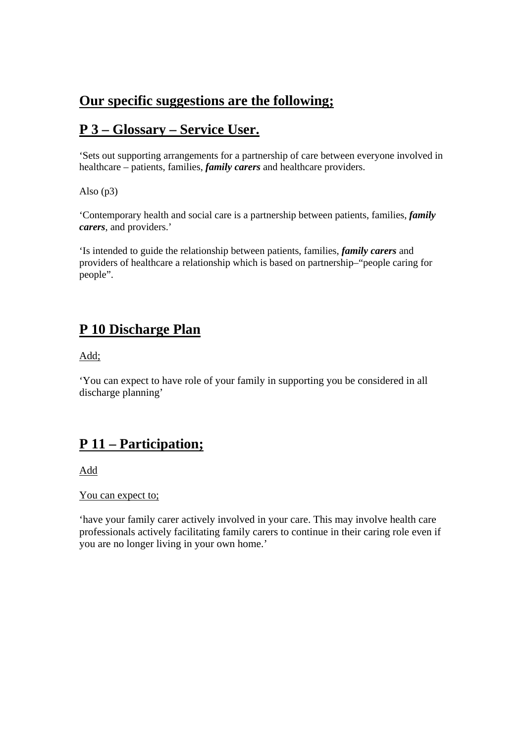## Our specific suggestions are the following;

## P 3 – Glossary – Service User.

‘Sets out supporting arrangements for a partnership of care between everyone involved in healthcare – patients, families, ***family carers*** and healthcare providers.

Also (p3)

‘Contemporary health and social care is a partnership between patients, families, ***family carers***, and providers.’

‘Is intended to guide the relationship between patients, families, ***family carers*** and providers of healthcare a relationship which is based on partnership–“people caring for people”.

## P 10 Discharge Plan

Add;

‘You can expect to have role of your family in supporting you be considered in all discharge planning’

## P 11 – Participation;

Add

You can expect to;

‘have your family carer actively involved in your care. This may involve health care professionals actively facilitating family carers to continue in their caring role even if you are no longer living in your own home.’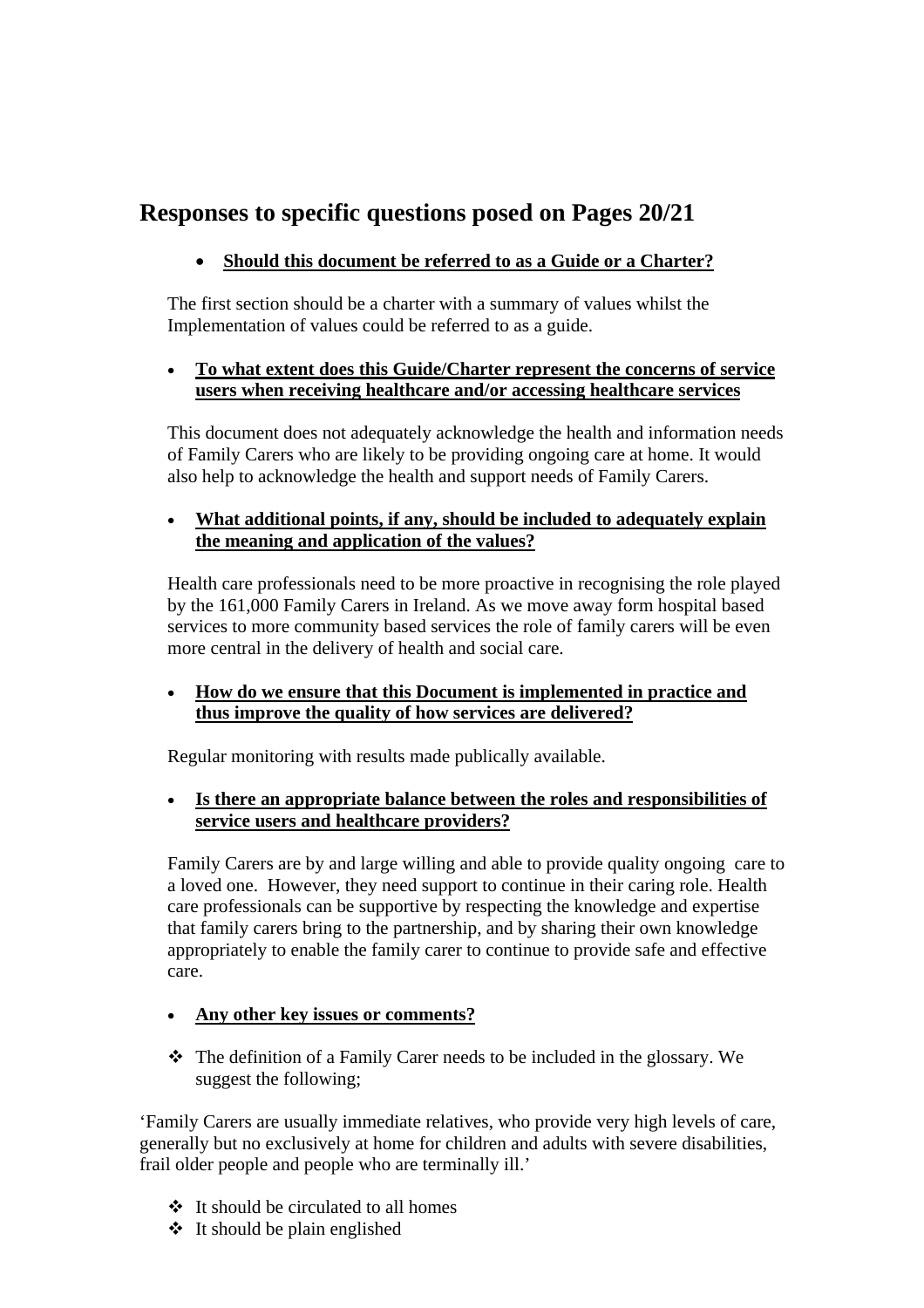## Responses to specific questions posed on Pages 20/21

- **<u>Should this document be referred to as a Guide or a Charter?</u>**

The first section should be a charter with a summary of values whilst the Implementation of values could be referred to as a guide.

- **<u>To what extent does this Guide/Charter represent the concerns of service users when receiving healthcare and/or accessing healthcare services</u>**

This document does not adequately acknowledge the health and information needs of Family Carers who are likely to be providing ongoing care at home. It would also help to acknowledge the health and support needs of Family Carers.

- **<u>What additional points, if any, should be included to adequately explain the meaning and application of the values?</u>**

Health care professionals need to be more proactive in recognising the role played by the 161,000 Family Carers in Ireland. As we move away form hospital based services to more community based services the role of family carers will be even more central in the delivery of health and social care.

- **<u>How do we ensure that this Document is implemented in practice and thus improve the quality of how services are delivered?</u>**

Regular monitoring with results made publically available.

- **<u>Is there an appropriate balance between the roles and responsibilities of service users and healthcare providers?</u>**

Family Carers are by and large willing and able to provide quality ongoing care to a loved one. However, they need support to continue in their caring role. Health care professionals can be supportive by respecting the knowledge and expertise that family carers bring to the partnership, and by sharing their own knowledge appropriately to enable the family carer to continue to provide safe and effective care.

- **<u>Any other key issues or comments?</u>**

- The definition of a Family Carer needs to be included in the glossary. We suggest the following;

'Family Carers are usually immediate relatives, who provide very high levels of care, generally but no exclusively at home for children and adults with severe disabilities, frail older people and people who are terminally ill.'

- It should be circulated to all homes
- It should be plain englished